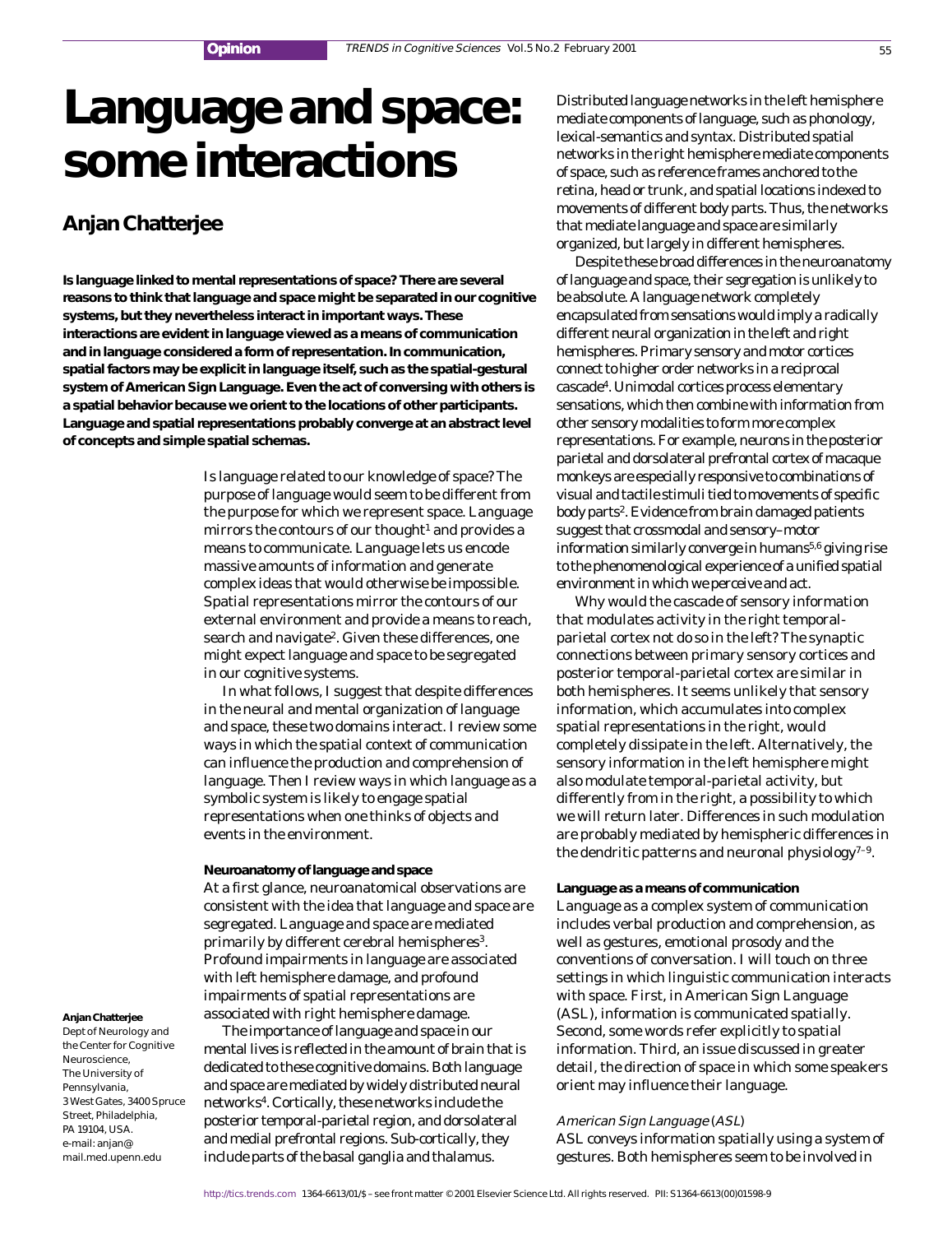# Language and space: some interactions

## Anjan Chatterjee

**Is language linked to mental representations of space? There are several reasons to think that language and space might be separated in our cognitive systems, but they nevertheless interact in important ways. These interactions are evident in language viewed as a means of communication and in language considered a form of representation. In communication, spatial factors may be explicit in language itself, such as the spatial-gestural system of American Sign Language. Even the act of conversing with others is a spatial behavior because we orient to the locations of other participants. Language and spatial representations probably converge at an abstract level of concepts and simple spatial schemas.**

Is language related to our knowledge of space? The purpose of language would seem to be different from the purpose for which we represent space. Language mirrors the contours of our thought[1] and provides a means to communicate. Language lets us encode massive amounts of information and generate complex ideas that would otherwise be impossible. Spatial representations mirror the contours of our external environment and provide a means to reach, search and navigate[2]. Given these differences, one might expect language and space to be segregated in our cognitive systems.

In what follows, I suggest that despite differences in the neural and mental organization of language and space, these two domains interact. I review some ways in which the spatial context of communication can influence the production and comprehension of language. Then I review ways in which language as a symbolic system is likely to engage spatial representations when one thinks of objects and events in the environment.

### Neuroanatomy of language and space

At a first glance, neuroanatomical observations are consistent with the idea that language and space are segregated. Language and space are mediated primarily by different cerebral hemispheres[3]. Profound impairments in language are associated with left hemisphere damage, and profound impairments of spatial representations are associated with right hemisphere damage.

The importance of language and space in our mental lives is reflected in the amount of brain that is dedicated to these cognitive domains. Both language and space are mediated by widely distributed neural networks[4]. Cortically, these networks include the posterior temporal-parietal region, and dorsolateral and medial prefrontal regions. Sub-cortically, they include parts of the basal ganglia and thalamus.

Distributed language networks in the left hemisphere mediate components of language, such as phonology, lexical-semantics and syntax. Distributed spatial networks in the right hemisphere mediate components of space, such as reference frames anchored to the retina, head or trunk, and spatial locations indexed to movements of different body parts. Thus, the networks that mediate language and space are similarly organized, but largely in different hemispheres.

Despite these broad differences in the neuroanatomy of language and space, their segregation is unlikely to be absolute. A language network completely encapsulated from sensations would imply a radically different neural organization in the left and right hemispheres. Primary sensory and motor cortices connect to higher order networks in a reciprocal cascade[4]. Unimodal cortices process elementary sensations, which then combine with information from other sensory modalities to form more complex representations. For example, neurons in the posterior parietal and dorsolateral prefrontal cortex of macaque monkeys are especially responsive to combinations of visual and tactile stimuli tied to movements of specific body parts[2]. Evidence from brain damaged patients suggest that crossmodal and sensory–motor information similarly converge in humans[5,6] giving rise to the phenomenological experience of a unified spatial environment in which we perceive and act.

Why would the cascade of sensory information that modulates activity in the right temporal-parietal cortex not do so in the left? The synaptic connections between primary sensory cortices and posterior temporal-parietal cortex are similar in both hemispheres. It seems unlikely that sensory information, which accumulates into complex spatial representations in the right, would completely dissipate in the left. Alternatively, the sensory information in the left hemisphere might also modulate temporal-parietal activity, but differently from in the right, a possibility to which we will return later. Differences in such modulation are probably mediated by hemispheric differences in the dendritic patterns and neuronal physiology[7–9].

### Language as a means of communication

Language as a complex system of communication includes verbal production and comprehension, as well as gestures, emotional prosody and the conventions of conversation. I will touch on three settings in which linguistic communication interacts with space. First, in American Sign Language (ASL), information is communicated spatially. Second, some words refer explicitly to spatial information. Third, an issue discussed in greater detail, the direction of space in which some speakers orient may influence their language.

#### *American Sign Language (ASL)*

ASL conveys information spatially using a system of gestures. Both hemispheres seem to be involved in

**Anjan Chatterjee**
Dept of Neurology and the Center for Cognitive Neuroscience, The University of Pennsylvania, 3 West Gates, 3400 Spruce Street, Philadelphia, PA 19104, USA.
e-mail: anjan@mail.med.upenn.edu

http://tics.trends.com 1364-6613/01/$ – see front matter © 2001 Elsevier Science Ltd. All rights reserved. PII: S1364-6613(00)01598-9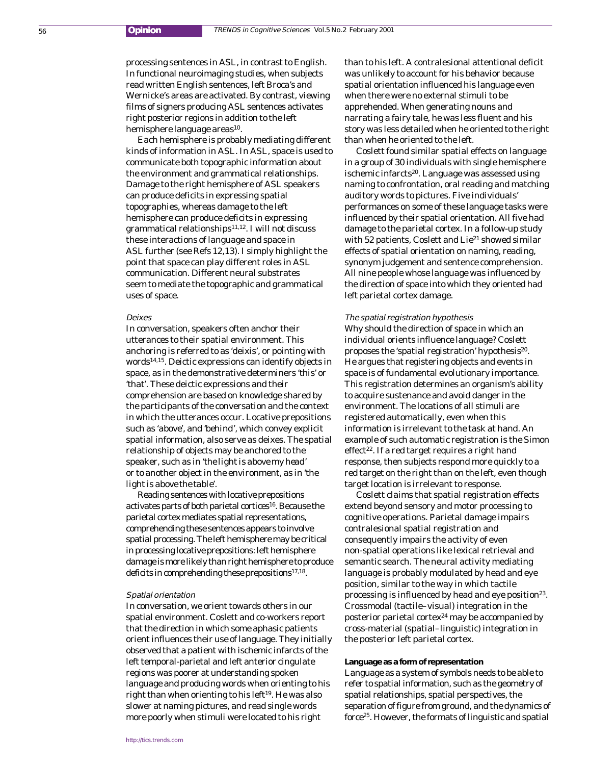processing sentences in ASL, in contrast to English. In functional neuroimaging studies, when subjects read written English sentences, left Broca's and Wernicke's areas are activated. By contrast, viewing films of signers producing ASL sentences activates right posterior regions in addition to the left hemisphere language areas[10].

Each hemisphere is probably mediating different kinds of information in ASL. In ASL, space is used to communicate both topographic information about the environment and grammatical relationships. Damage to the right hemisphere of ASL speakers can produce deficits in expressing spatial topographies, whereas damage to the left hemisphere can produce deficits in expressing grammatical relationships[11,12]. I will not discuss these interactions of language and space in ASL further (see Refs 12,13). I simply highlight the point that space can play different roles in ASL communication. Different neural substrates seem to mediate the topographic and grammatical uses of space.

#### *Deixes*

In conversation, speakers often anchor their utterances to their spatial environment. This anchoring is referred to as 'deixis', or pointing with words[14,15]. Deictic expressions can identify objects in space, as in the demonstrative determiners 'this' or 'that'. These deictic expressions and their comprehension are based on knowledge shared by the participants of the conversation and the context in which the utterances occur. Locative prepositions such as 'above', and 'behind', which convey explicit spatial information, also serve as deixes. The spatial relationship of objects may be anchored to the speaker, such as in 'the light is above my head' or to another object in the environment, as in 'the light is above the table'.

Reading sentences with locative prepositions activates parts of both parietal cortices[16]. Because the parietal cortex mediates spatial representations, comprehending these sentences appears to involve spatial processing. The left hemisphere may be critical in processing locative prepositions: left hemisphere damage is more likely than right hemisphere to produce deficits in comprehending these prepositions[17,18].

#### *Spatial orientation*

In conversation, we orient towards others in our spatial environment. Coslett and co-workers report that the direction in which some aphasic patients orient influences their use of language. They initially observed that a patient with ischemic infarcts of the left temporal-parietal and left anterior cingulate regions was poorer at understanding spoken language and producing words when orienting to his right than when orienting to his left[19]. He was also slower at naming pictures, and read single words more poorly when stimuli were located to his right than to his left. A contralesional attentional deficit was unlikely to account for his behavior because spatial orientation influenced his language even when there were no external stimuli to be apprehended. When generating nouns and narrating a fairy tale, he was less fluent and his story was less detailed when he oriented to the right than when he oriented to the left.

Coslett found similar spatial effects on language in a group of 30 individuals with single hemisphere ischemic infarcts[20]. Language was assessed using naming to confrontation, oral reading and matching auditory words to pictures. Five individuals' performances on some of these language tasks were influenced by their spatial orientation. All five had damage to the parietal cortex. In a follow-up study with 52 patients, Coslett and Lie[21] showed similar effects of spatial orientation on naming, reading, synonym judgement and sentence comprehension. All nine people whose language was influenced by the direction of space into which they oriented had left parietal cortex damage.

#### *The spatial registration hypothesis*

Why should the direction of space in which an individual orients influence language? Coslett proposes the 'spatial registration' hypothesis[20]. He argues that registering objects and events in space is of fundamental evolutionary importance. This registration determines an organism's ability to acquire sustenance and avoid danger in the environment. The locations of all stimuli are registered automatically, even when this information is irrelevant to the task at hand. An example of such automatic registration is the Simon effect[22]. If a red target requires a right hand response, then subjects respond more quickly to a red target on the right than on the left, even though target location is irrelevant to response.

Coslett claims that spatial registration effects extend beyond sensory and motor processing to cognitive operations. Parietal damage impairs contralesional spatial registration and consequently impairs the activity of even non-spatial operations like lexical retrieval and semantic search. The neural activity mediating language is probably modulated by head and eye position, similar to the way in which tactile processing is influenced by head and eye position[23]. Crossmodal (tactile–visual) integration in the posterior parietal cortex[24] may be accompanied by cross-material (spatial–linguistic) integration in the posterior left parietal cortex.

### **Language as a form of representation**

Language as a system of symbols needs to be able to refer to spatial information, such as the geometry of spatial relationships, spatial perspectives, the separation of figure from ground, and the dynamics of force[25]. However, the formats of linguistic and spatial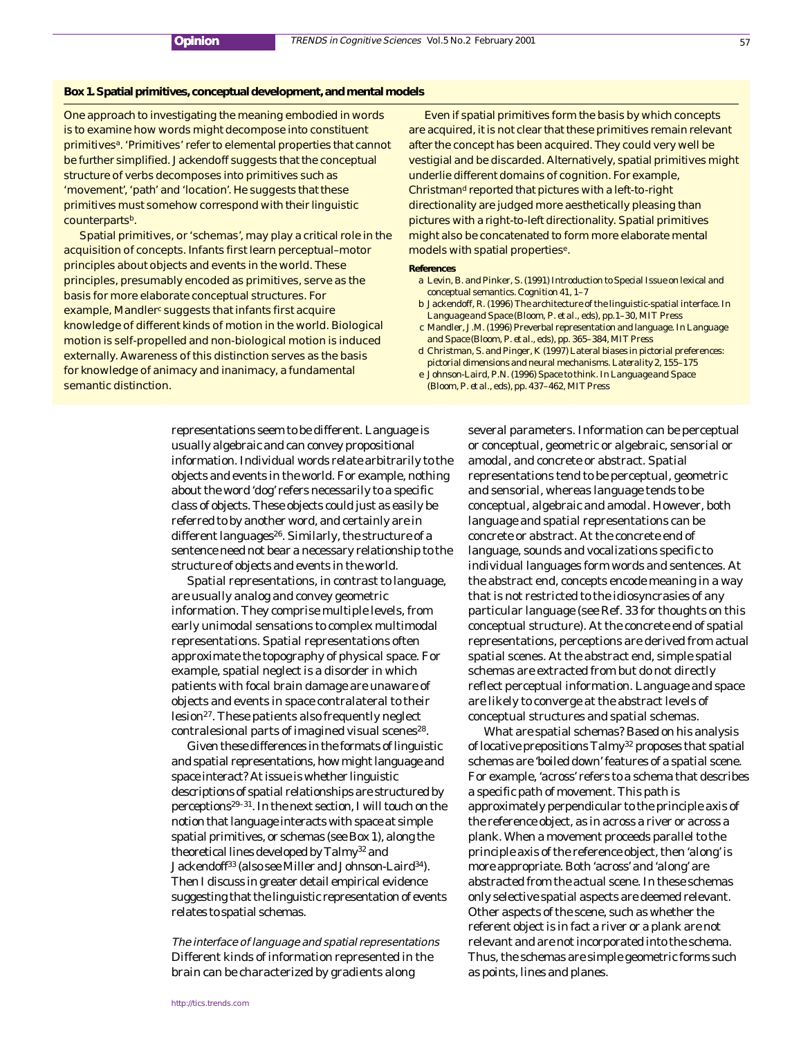## Box 1. Spatial primitives, conceptual development, and mental models

One approach to investigating the meaning embodied in words is to examine how words might decompose into constituent primitives[a]. 'Primitives' refer to elemental properties that cannot be further simplified. Jackendoff suggests that the conceptual structure of verbs decomposes into primitives such as 'movement', 'path' and 'location'. He suggests that these primitives must somehow correspond with their linguistic counterparts[b].

Spatial primitives, or 'schemas', may play a critical role in the acquisition of concepts. Infants first learn perceptual–motor principles about objects and events in the world. These principles, presumably encoded as primitives, serve as the basis for more elaborate conceptual structures. For example, Mandler[c] suggests that infants first acquire knowledge of different kinds of motion in the world. Biological motion is self-propelled and non-biological motion is induced externally. Awareness of this distinction serves as the basis for knowledge of animacy and inanimacy, a fundamental semantic distinction.

Even if spatial primitives form the basis by which concepts are acquired, it is not clear that these primitives remain relevant after the concept has been acquired. They could very well be vestigial and be discarded. Alternatively, spatial primitives might underlie different domains of cognition. For example, Christman[d] reported that pictures with a left-to-right directionality are judged more aesthetically pleasing than pictures with a right-to-left directionality. Spatial primitives might also be concatenated to form more elaborate mental models with spatial properties[e].

**References**

a Levin, B. and Pinker, S. (1991) Introduction to Special Issue on lexical and conceptual semantics. *Cognition* 41, 1–7

b Jackendoff, R. (1996) The architecture of the linguistic-spatial interface. In *Language and Space* (Bloom, P. *et al.*, eds), pp.1–30, MIT Press

c Mandler, J.M. (1996) Preverbal representation and language. In *Language and Space* (Bloom, P. *et al.*, eds), pp. 365–384, MIT Press

d Christman, S. and Pinger, K (1997) Lateral biases in pictorial preferences: pictorial dimensions and neural mechanisms. *Laterality* 2, 155–175

e Johnson-Laird, P.N. (1996) Space to think. In *Language and Space* (Bloom, P. *et al.*, eds), pp. 437–462, MIT Press

---

representations seem to be different. Language is usually algebraic and can convey propositional information. Individual words relate arbitrarily to the objects and events in the world. For example, nothing about the word 'dog' refers necessarily to a specific class of objects. These objects could just as easily be referred to by another word, and certainly are in different languages[26]. Similarly, the structure of a sentence need not bear a necessary relationship to the structure of objects and events in the world.

Spatial representations, in contrast to language, are usually analog and convey geometric information. They comprise multiple levels, from early unimodal sensations to complex multimodal representations. Spatial representations often approximate the topography of physical space. For example, spatial neglect is a disorder in which patients with focal brain damage are unaware of objects and events in space contralateral to their lesion[27]. These patients also frequently neglect contralesional parts of imagined visual scenes[28].

Given these differences in the formats of linguistic and spatial representations, how might language and space interact? At issue is whether linguistic descriptions of spatial relationships are structured by perceptions[29–31]. In the next section, I will touch on the notion that language interacts with space at simple spatial primitives, or schemas (see Box 1), along the theoretical lines developed by Talmy[32] and Jackendoff[33] (also see Miller and Johnson-Laird[34]). Then I discuss in greater detail empirical evidence suggesting that the linguistic representation of events relates to spatial schemas.

### *The interface of language and spatial representations*

Different kinds of information represented in the brain can be characterized by gradients along several parameters. Information can be perceptual or conceptual, geometric or algebraic, sensorial or amodal, and concrete or abstract. Spatial representations tend to be perceptual, geometric and sensorial, whereas language tends to be conceptual, algebraic and amodal. However, both language and spatial representations can be concrete or abstract. At the concrete end of language, sounds and vocalizations specific to individual languages form words and sentences. At the abstract end, concepts encode meaning in a way that is not restricted to the idiosyncrasies of any particular language (see Ref. 33 for thoughts on this conceptual structure). At the concrete end of spatial representations, perceptions are derived from actual spatial scenes. At the abstract end, simple spatial schemas are extracted from but do not directly reflect perceptual information. Language and space are likely to converge at the abstract levels of conceptual structures and spatial schemas.

What are spatial schemas? Based on his analysis of locative prepositions Talmy[32] proposes that spatial schemas are 'boiled down' features of a spatial scene. For example, 'across' refers to a schema that describes a specific path of movement. This path is approximately perpendicular to the principle axis of the reference object, as in across a river or across a plank. When a movement proceeds parallel to the principle axis of the reference object, then 'along' is more appropriate. Both 'across' and 'along' are abstracted from the actual scene. In these schemas only selective spatial aspects are deemed relevant. Other aspects of the scene, such as whether the referent object is in fact a river or a plank are not relevant and are not incorporated into the schema. Thus, the schemas are simple geometric forms such as points, lines and planes.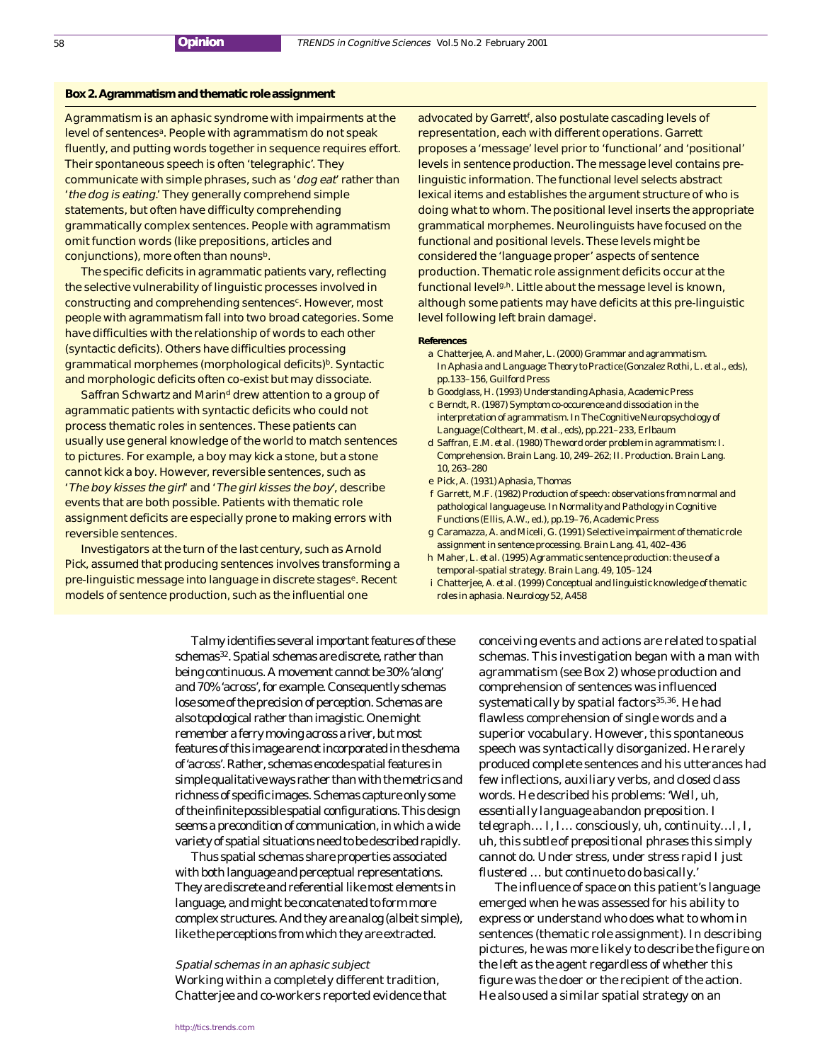### Box 2. Agrammatism and thematic role assignment

Agrammatism is an aphasic syndrome with impairments at the level of sentences[a]. People with agrammatism do not speak fluently, and putting words together in sequence requires effort. Their spontaneous speech is often 'telegraphic'. They communicate with simple phrases, such as '*dog eat*' rather than '*the dog is eating*.' They generally comprehend simple statements, but often have difficulty comprehending grammatically complex sentences. People with agrammatism omit function words (like prepositions, articles and conjunctions), more often than nouns[b].

The specific deficits in agrammatic patients vary, reflecting the selective vulnerability of linguistic processes involved in constructing and comprehending sentences[c]. However, most people with agrammatism fall into two broad categories. Some have difficulties with the relationship of words to each other (syntactic deficits). Others have difficulties processing grammatical morphemes (morphological deficits)[b]. Syntactic and morphologic deficits often co-exist but may dissociate.

Saffran Schwartz and Marin[d] drew attention to a group of agrammatic patients with syntactic deficits who could not process thematic roles in sentences. These patients can usually use general knowledge of the world to match sentences to pictures. For example, a boy may kick a stone, but a stone cannot kick a boy. However, reversible sentences, such as '*The boy kisses the girl*' and '*The girl kisses the boy*', describe events that are both possible. Patients with thematic role assignment deficits are especially prone to making errors with reversible sentences.

Investigators at the turn of the last century, such as Arnold Pick, assumed that producing sentences involves transforming a pre-linguistic message into language in discrete stages[e]. Recent models of sentence production, such as the influential one advocated by Garrett[f], also postulate cascading levels of representation, each with different operations. Garrett proposes a 'message' level prior to 'functional' and 'positional' levels in sentence production. The message level contains pre-linguistic information. The functional level selects abstract lexical items and establishes the argument structure of who is doing what to whom. The positional level inserts the appropriate grammatical morphemes. Neurolinguists have focused on the functional and positional levels. These levels might be considered the 'language proper' aspects of sentence production. Thematic role assignment deficits occur at the functional level[g,h]. Little about the message level is known, although some patients may have deficits at this pre-linguistic level following left brain damage[i].

**References**

a Chatterjee, A. and Maher, L. (2000) Grammar and agrammatism. In *Aphasia and Language: Theory to Practice* (Gonzalez Rothi, L. *et al.*, eds), pp.133–156, Guilford Press

b Goodglass, H. (1993) *Understanding Aphasia*, Academic Press

c Berndt, R. (1987) Symptom co-occurence and dissociation in the interpretation of agrammatism. In *The Cognitive Neuropsychology of Language* (Coltheart, M. *et al.*, eds), pp.221–233, Erlbaum

d Saffran, E.M. *et al.* (1980) The word order problem in agrammatism: I. Comprehension. *Brain Lang.* 10, 249–262; II. Production. *Brain Lang.* 10, 263–280

e Pick, A. (1931) *Aphasia*, Thomas

f Garrett, M.F. (1982) Production of speech: observations from normal and pathological language use. In *Normality and Pathology in Cognitive Functions* (Ellis, A.W., ed.), pp.19–76, Academic Press

g Caramazza, A. and Miceli, G. (1991) Selective impairment of thematic role assignment in sentence processing. *Brain Lang.* 41, 402–436

h Maher, L. *et al.* (1995) Agrammatic sentence production: the use of a temporal-spatial strategy. *Brain Lang.* 49, 105–124

i Chatterjee, A. *et al.* (1999) Conceptual and linguistic knowledge of thematic roles in aphasia. *Neurology* 52, A458

---

Talmy identifies several important features of these schemas[32]. Spatial schemas are discrete, rather than being continuous. A movement cannot be 30% 'along' and 70% 'across', for example. Consequently schemas lose some of the precision of perception. Schemas are also topological rather than imagistic. One might remember a ferry moving across a river, but most features of this image are not incorporated in the schema of 'across'. Rather, schemas encode spatial features in simple qualitative ways rather than with the metrics and richness of specific images. Schemas capture only some of the infinite possible spatial configurations. This design seems a precondition of communication, in which a wide variety of spatial situations need to be described rapidly.

Thus spatial schemas share properties associated with both language and perceptual representations. They are discrete and referential like most elements in language, and might be concatenated to form more complex structures. And they are analog (albeit simple), like the perceptions from which they are extracted.

*Spatial schemas in an aphasic subject*

Working within a completely different tradition, Chatterjee and co-workers reported evidence that conceiving events and actions are related to spatial schemas. This investigation began with a man with agrammatism (see Box 2) whose production and comprehension of sentences was influenced systematically by spatial factors[35,36]. He had flawless comprehension of single words and a superior vocabulary. However, this spontaneous speech was syntactically disorganized. He rarely produced complete sentences and his utterances had few inflections, auxiliary verbs, and closed class words. He described his problems: '*Well, uh, essentially language abandon preposition. I telegraph… I, I… consciously, uh, continuity…I, I, uh, this subtle of prepositional phrases this simply cannot do. Under stress, under stress rapid I just flustered … but continue to do basically.*'

The influence of space on this patient's language emerged when he was assessed for his ability to express or understand who does what to whom in sentences (thematic role assignment). In describing pictures, he was more likely to describe the figure on the left as the agent regardless of whether this figure was the doer or the recipient of the action. He also used a similar spatial strategy on an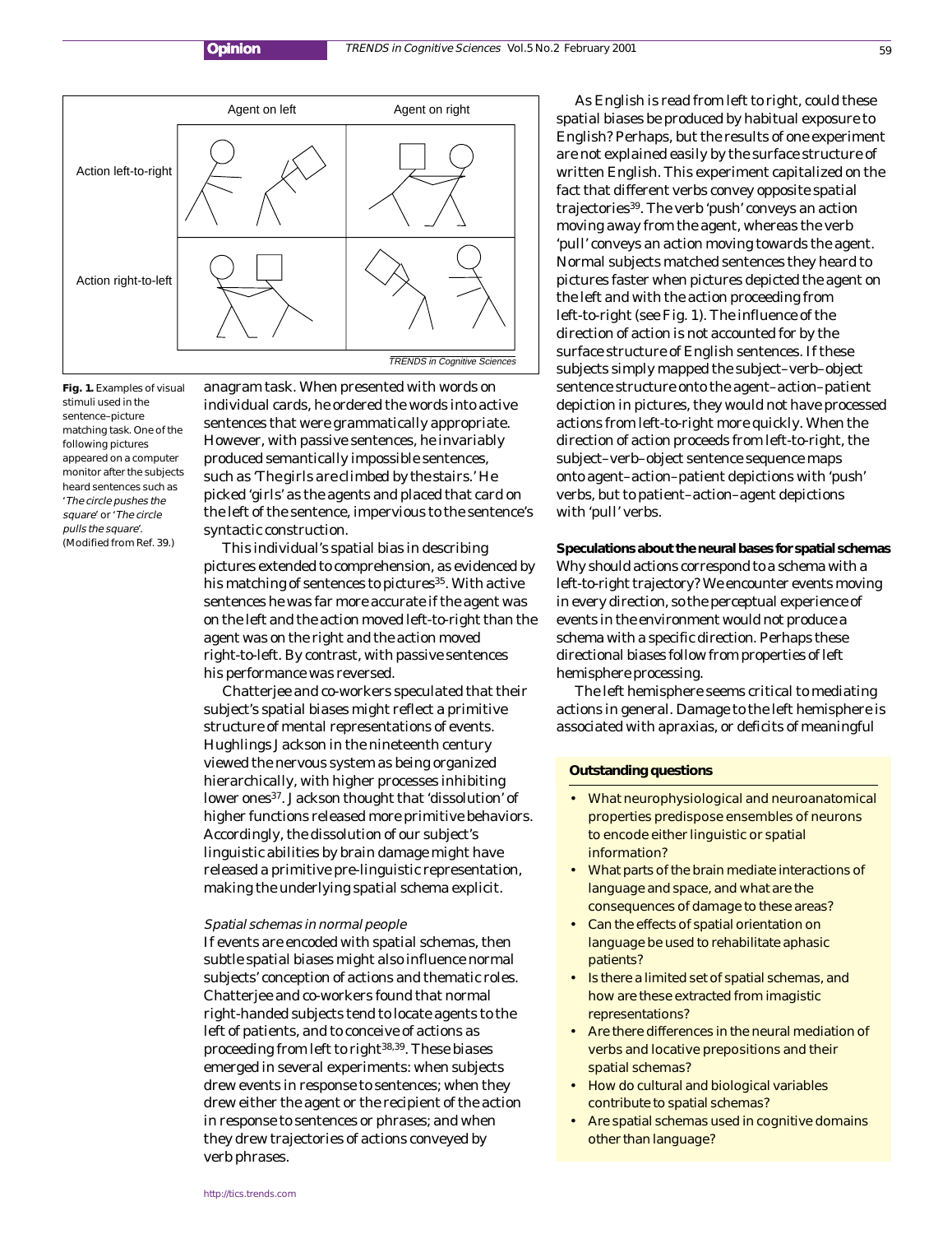Agent on left | Agent on right

Action left-to-right

Action right-to-left

**Fig. 1.** Examples of visual stimuli used in the sentence–picture matching task. One of the following pictures appeared on a computer monitor after the subjects heard sentences such as '*The circle pushes the square*' or '*The circle pulls the square*'. (Modified from Ref. 39.)

anagram task. When presented with words on individual cards, he ordered the words into active sentences that were grammatically appropriate. However, with passive sentences, he invariably produced semantically impossible sentences, such as 'The girls are climbed by the stairs.' He picked 'girls' as the agents and placed that card on the left of the sentence, impervious to the sentence's syntactic construction.

This individual's spatial bias in describing pictures extended to comprehension, as evidenced by his matching of sentences to pictures[35]. With active sentences he was far more accurate if the agent was on the left and the action moved left-to-right than the agent was on the right and the action moved right-to-left. By contrast, with passive sentences his performance was reversed.

Chatterjee and co-workers speculated that their subject's spatial biases might reflect a primitive structure of mental representations of events. Hughlings Jackson in the nineteenth century viewed the nervous system as being organized hierarchically, with higher processes inhibiting lower ones[37]. Jackson thought that 'dissolution' of higher functions released more primitive behaviors. Accordingly, the dissolution of our subject's linguistic abilities by brain damage might have released a primitive pre-linguistic representation, making the underlying spatial schema explicit.

*Spatial schemas in normal people*

If events are encoded with spatial schemas, then subtle spatial biases might also influence normal subjects' conception of actions and thematic roles. Chatterjee and co-workers found that normal right-handed subjects tend to locate agents to the left of patients, and to conceive of actions as proceeding from left to right[38,39]. These biases emerged in several experiments: when subjects drew events in response to sentences; when they drew either the agent or the recipient of the action in response to sentences or phrases; and when they drew trajectories of actions conveyed by verb phrases.

As English is read from left to right, could these spatial biases be produced by habitual exposure to English? Perhaps, but the results of one experiment are not explained easily by the surface structure of written English. This experiment capitalized on the fact that different verbs convey opposite spatial trajectories[39]. The verb 'push' conveys an action moving away from the agent, whereas the verb 'pull' conveys an action moving towards the agent. Normal subjects matched sentences they heard to pictures faster when pictures depicted the agent on the left and with the action proceeding from left-to-right (see Fig. 1). The influence of the direction of action is not accounted for by the surface structure of English sentences. If these subjects simply mapped the subject–verb–object sentence structure onto the agent–action–patient depiction in pictures, they would not have processed actions from left-to-right more quickly. When the direction of action proceeds from left-to-right, the subject–verb–object sentence sequence maps onto agent–action–patient depictions with 'push' verbs, but to patient–action–agent depictions with 'pull' verbs.

**Speculations about the neural bases for spatial schemas**

Why should actions correspond to a schema with a left-to-right trajectory? We encounter events moving in every direction, so the perceptual experience of events in the environment would not produce a schema with a specific direction. Perhaps these directional biases follow from properties of left hemisphere processing.

The left hemisphere seems critical to mediating actions in general. Damage to the left hemisphere is associated with apraxias, or deficits of meaningful

**Outstanding questions**

- What neurophysiological and neuroanatomical properties predispose ensembles of neurons to encode either linguistic or spatial information?
- What parts of the brain mediate interactions of language and space, and what are the consequences of damage to these areas?
- Can the effects of spatial orientation on language be used to rehabilitate aphasic patients?
- Is there a limited set of spatial schemas, and how are these extracted from imagistic representations?
- Are there differences in the neural mediation of verbs and locative prepositions and their spatial schemas?
- How do cultural and biological variables contribute to spatial schemas?
- Are spatial schemas used in cognitive domains other than language?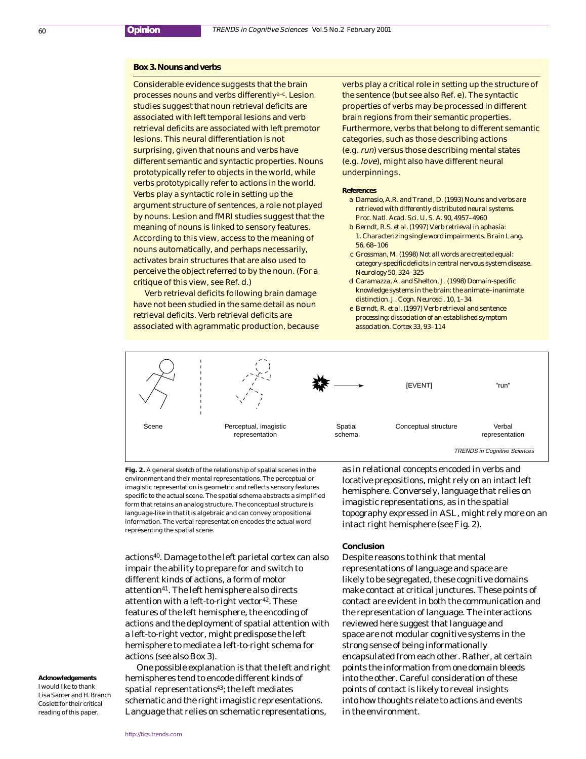### Box 3. Nouns and verbs

Considerable evidence suggests that the brain processes nouns and verbs differently[a–c]. Lesion studies suggest that noun retrieval deficits are associated with left temporal lesions and verb retrieval deficits are associated with left premotor lesions. This neural differentiation is not surprising, given that nouns and verbs have different semantic and syntactic properties. Nouns prototypically refer to objects in the world, while verbs prototypically refer to actions in the world. Verbs play a syntactic role in setting up the argument structure of sentences, a role not played by nouns. Lesion and fMRI studies suggest that the meaning of nouns is linked to sensory features. According to this view, access to the meaning of nouns automatically, and perhaps necessarily, activates brain structures that are also used to perceive the object referred to by the noun. (For a critique of this view, see Ref. d.)

Verb retrieval deficits following brain damage have not been studied in the same detail as noun retrieval deficits. Verb retrieval deficits are associated with agrammatic production, because verbs play a critical role in setting up the structure of the sentence (but see also Ref. e). The syntactic properties of verbs may be processed in different brain regions from their semantic properties. Furthermore, verbs that belong to different semantic categories, such as those describing actions (e.g. *run*) versus those describing mental states (e.g. *love*), might also have different neural underpinnings.

**References**

a Damasio, A.R. and Tranel, D. (1993) Nouns and verbs are retrieved with differently distributed neural systems. *Proc. Natl. Acad. Sci. U. S. A.* 90, 4957–4960

b Berndt, R.S. *et al.* (1997) Verb retrieval in aphasia: 1. Characterizing single word impairments. *Brain Lang.* 56, 68–106

c Grossman, M. (1998) Not all words are created equal: category-specific deficits in central nervous system disease. *Neurology* 50, 324–325

d Caramazza, A. and Shelton, J. (1998) Domain-specific knowledge systems in the brain: the animate–inanimate distinction. *J. Cogn. Neurosci.* 10, 1–34

e Berndt, R. *et al.* (1997) Verb retrieval and sentence processing: dissociation of an established symptom association. *Cortex* 33, 93–114

[EVENT]

"run"

Scene

Perceptual, imagistic representation

Spatial schema

Conceptual structure

Verbal representation

**Fig. 2.** A general sketch of the relationship of spatial scenes in the environment and their mental representations. The perceptual or imagistic representation is geometric and reflects sensory features specific to the actual scene. The spatial schema abstracts a simplified form that retains an analog structure. The conceptual structure is language-like in that it is algebraic and can convey propositional information. The verbal representation encodes the actual word representing the spatial scene.

actions[40]. Damage to the left parietal cortex can also impair the ability to prepare for and switch to different kinds of actions, a form of motor attention[41]. The left hemisphere also directs attention with a left-to-right vector[42]. These features of the left hemisphere, the encoding of actions and the deployment of spatial attention with a left-to-right vector, might predispose the left hemisphere to mediate a left-to-right schema for actions (see also Box 3).

One possible explanation is that the left and right hemispheres tend to encode different kinds of spatial representations[43]; the left mediates schematic and the right imagistic representations. Language that relies on schematic representations, as in relational concepts encoded in verbs and locative prepositions, might rely on an intact left hemisphere. Conversely, language that relies on imagistic representations, as in the spatial topography expressed in ASL, might rely more on an intact right hemisphere (see Fig. 2).

## Conclusion

Despite reasons to think that mental representations of language and space are likely to be segregated, these cognitive domains make contact at critical junctures. These points of contact are evident in both the communication and the representation of language. The interactions reviewed here suggest that language and space are not modular cognitive systems in the strong sense of being informationally encapsulated from each other. Rather, at certain points the information from one domain bleeds into the other. Careful consideration of these points of contact is likely to reveal insights into how thoughts relate to actions and events in the environment.

**Acknowledgements**

I would like to thank Lisa Santer and H. Branch Coslett for their critical reading of this paper.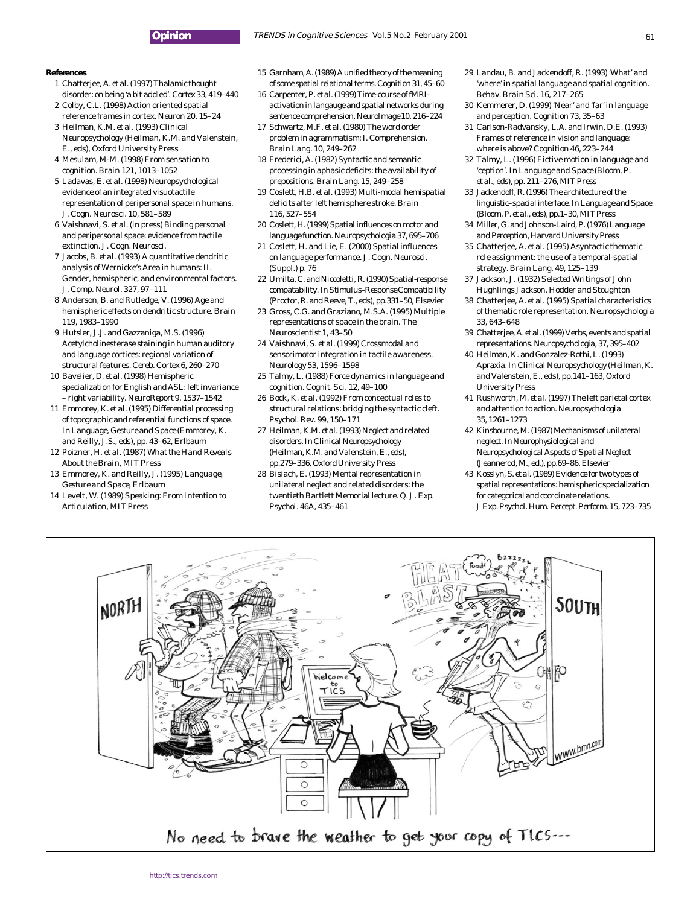## References

1 Chatterjee, A. *et al.* (1997) Thalamic thought disorder: on being 'a bit addled'. *Cortex* 33, 419–440
2 Colby, C.L. (1998) Action oriented spatial reference frames in cortex. *Neuron* 20, 15–24
3 Heilman, K.M. *et al.* (1993) *Clinical Neuropsychology* (Heilman, K.M. and Valenstein, E., eds), Oxford University Press
4 Mesulam, M-M. (1998) From sensation to cognition. *Brain* 121, 1013–1052
5 Ladavas, E. *et al.* (1998) Neuropsychological evidence of an integrated visuotactile representation of peripersonal space in humans. *J. Cogn. Neurosci.* 10, 581–589
6 Vaishnavi, S. *et al.* (in press) Binding personal and peripersonal space: evidence from tactile extinction. *J. Cogn. Neurosci.*
7 Jacobs, B. *et al.* (1993) A quantitative dendritic analysis of Wernicke's Area in humans: II. Gender, hemispheric, and environmental factors. *J. Comp. Neurol.* 327, 97–111
8 Anderson, B. and Rutledge, V. (1996) Age and hemispheric effects on dendritic structure. *Brain* 119, 1983–1990
9 Hutsler, J.J. and Gazzaniga, M.S. (1996) Acetylcholinesterase staining in human auditory and language cortices: regional variation of structural features. *Cereb. Cortex* 6, 260–270
10 Bavelier, D. *et al.* (1998) Hemispheric specialization for English and ASL: left invariance – right variability. *NeuroReport* 9, 1537–1542
11 Emmorey, K. *et al.* (1995) Differential processing of topographic and referential functions of space. In *Language, Gesture and Space* (Emmorey, K. and Reilly, J.S., eds), pp. 43–62, Erlbaum
12 Poizner, H. *et al.* (1987) *What the Hand Reveals About the Brain*, MIT Press
13 Emmorey, K. and Reilly, J. (1995) *Language, Gesture and Space*, Erlbaum
14 Levelt, W. (1989) *Speaking: From Intention to Articulation*, MIT Press
15 Garnham, A. (1989) A unified theory of the meaning of some spatial relational terms. *Cognition* 31, 45–60
16 Carpenter, P. *et al.* (1999) Time-course of fMRI-activation in langauge and spatial networks during sentence comprehension. *NeuroImage* 10, 216–224
17 Schwartz, M.F. *et al.* (1980) The word order problem in agrammatism: I. Comprehension. *Brain Lang.* 10, 249–262
18 Frederici, A. (1982) Syntactic and semantic processing in aphasic deficits: the availability of prepositions. *Brain Lang.* 15, 249–258
19 Coslett, H.B. *et al.* (1993) Multi-modal hemispatial deficits after left hemisphere stroke. *Brain* 116, 527–554
20 Coslett, H. (1999) Spatial influences on motor and language function. *Neuropsychologia* 37, 695–706
21 Coslett, H. and Lie, E. (2000) Spatial influences on language performance. *J. Cogn. Neurosci.* (Suppl.) p. 76
22 Umilta, C. and Niccoletti, R. (1990) Spatial-response compatability. In *Stimulus–Response Compatibility* (Proctor, R. and Reeve, T., eds), pp.331–50, Elsevier
23 Gross, C.G. and Graziano, M.S.A. (1995) Multiple representations of space in the brain. *The Neuroscientist* 1, 43–50
24 Vaishnavi, S. *et al.* (1999) Crossmodal and sensorimotor integration in tactile awareness. *Neurology* 53, 1596–1598
25 Talmy, L. (1988) Force dynamics in language and cognition. *Cognit. Sci.* 12, 49–100
26 Bock, K. *et al.* (1992) From conceptual roles to structural relations: bridging the syntactic cleft. *Psychol. Rev.* 99, 150–171
27 Heilman, K.M. *et al.* (1993) Neglect and related disorders. In *Clinical Neuropsychology* (Heilman, K.M. and Valenstein, E., eds), pp.279–336, Oxford University Press
28 Bisiach, E. (1993) Mental representation in unilateral neglect and related disorders: the twentieth Bartlett Memorial lecture. *Q. J. Exp. Psychol.* 46A, 435–461
29 Landau, B. and Jackendoff, R. (1993) 'What' and 'where' in spatial language and spatial cognition. *Behav. Brain Sci.* 16, 217–265
30 Kemmerer, D. (1999) 'Near' and 'far' in language and perception. *Cognition* 73, 35–63
31 Carlson-Radvansky, L.A. and Irwin, D.E. (1993) Frames of reference in vision and language: where is above? *Cognition* 46, 223–244
32 Talmy, L. (1996) Fictive motion in language and 'ception'. In *Language and Space* (Bloom, P. *et al.*, eds), pp. 211–276, MIT Press
33 Jackendoff, R. (1996) The architecture of the linguistic–spacial interface. In *Language and Space* (Bloom, P. *et al.*, eds), pp.1–30, MIT Press
34 Miller, G. and Johnson-Laird, P. (1976) *Language and Perception*, Harvard University Press
35 Chatterjee, A. *et al.* (1995) Asyntactic thematic role assignment: the use of a temporal-spatial strategy. *Brain Lang.* 49, 125–139
37 Jackson, J. (1932) *Selected Writings of John Hughlings Jackson*, Hodder and Stoughton
38 Chatterjee, A. *et al.* (1995) Spatial characteristics of thematic role representation. *Neuropsychologia* 33, 643–648
39 Chatterjee, A. *et al.* (1999) Verbs, events and spatial representations. *Neuropsychologia*, 37, 395–402
40 Heilman, K. and Gonzalez-Rothi, L. (1993) Apraxia. In *Clinical Neuropsychology* (Heilman, K. and Valenstein, E., eds), pp.141–163, Oxford University Press
41 Rushworth, M. *et al.* (1997) The left parietal cortex and attention to action. *Neuropsychologia* 35, 1261–1273
42 Kinsbourne, M. (1987) Mechanisms of unilateral neglect. In *Neurophysiological and Neuropsychological Aspects of Spatial Neglect* (Jeannerod, M., ed.), pp.69–86, Elsevier
43 Kosslyn, S. *et al.* (1989) Evidence for two types of spatial representations: hemispheric specialization for categorical and coordinate relations. *J Exp. Psychol. Hum. Percept. Perform.* 15, 723–735

No need to brave the weather to get your copy of TICS---